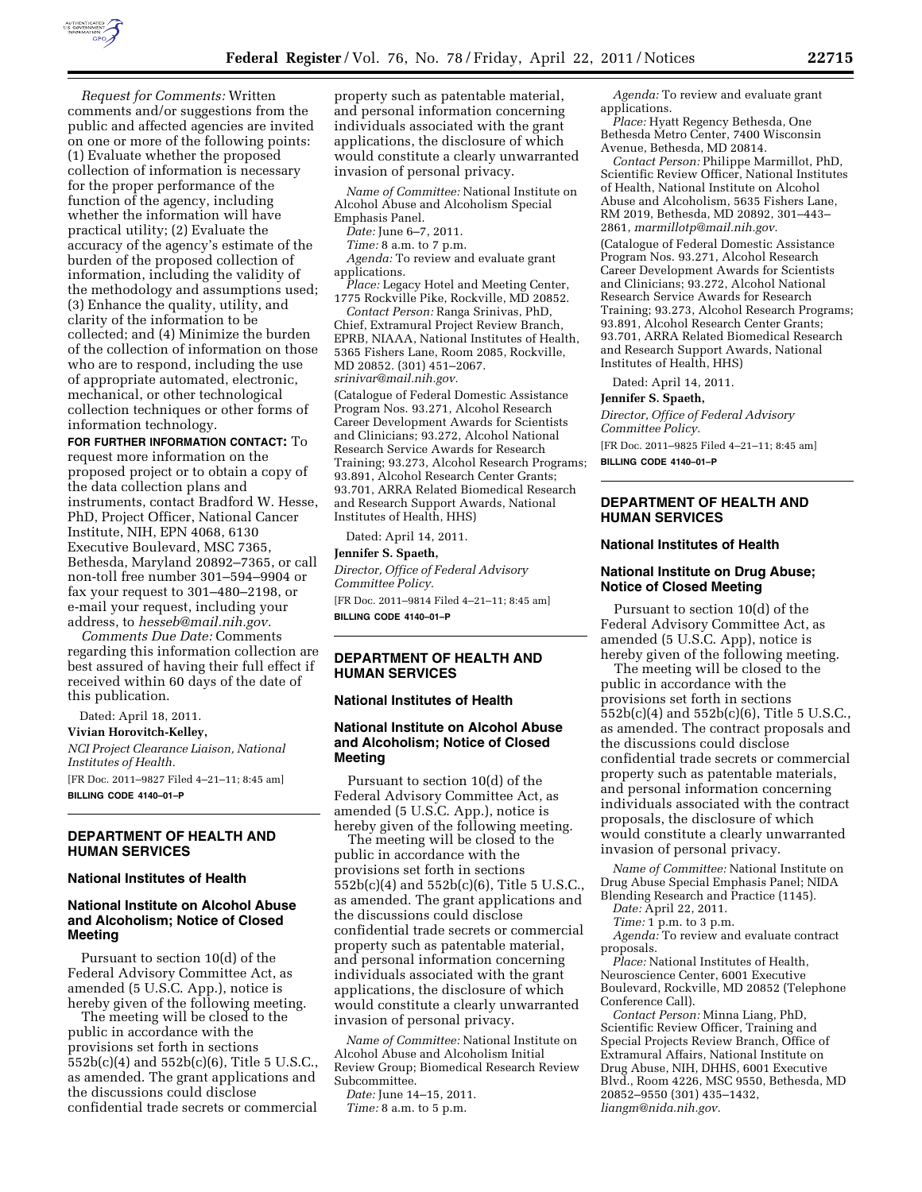*Request for Comments:* Written comments and/or suggestions from the public and affected agencies are invited on one or more of the following points: (1) Evaluate whether the proposed collection of information is necessary for the proper performance of the function of the agency, including whether the information will have practical utility; (2) Evaluate the accuracy of the agency's estimate of the burden of the proposed collection of information, including the validity of the methodology and assumptions used; (3) Enhance the quality, utility, and clarity of the information to be collected; and (4) Minimize the burden of the collection of information on those who are to respond, including the use of appropriate automated, electronic, mechanical, or other technological collection techniques or other forms of information technology.

**FOR FURTHER INFORMATION CONTACT:** To request more information on the proposed project or to obtain a copy of the data collection plans and instruments, contact Bradford W. Hesse, PhD, Project Officer, National Cancer Institute, NIH, EPN 4068, 6130 Executive Boulevard, MSC 7365, Bethesda, Maryland 20892–7365, or call non-toll free number 301–594–9904 or fax your request to 301–480–2198, or e-mail your request, including your address, to *hesseb@mail.nih.gov.*

*Comments Due Date:* Comments regarding this information collection are best assured of having their full effect if received within 60 days of the date of this publication.

Dated: April 18, 2011.

**Vivian Horovitch-Kelley,**

*NCI Project Clearance Liaison, National Institutes of Health.*

[FR Doc. 2011–9827 Filed 4–21–11; 8:45 am]

**BILLING CODE 4140–01–P**

## DEPARTMENT OF HEALTH AND HUMAN SERVICES

### National Institutes of Health

### National Institute on Alcohol Abuse and Alcoholism; Notice of Closed Meeting

Pursuant to section 10(d) of the Federal Advisory Committee Act, as amended (5 U.S.C. App.), notice is hereby given of the following meeting.

The meeting will be closed to the public in accordance with the provisions set forth in sections 552b(c)(4) and 552b(c)(6), Title 5 U.S.C., as amended. The grant applications and the discussions could disclose confidential trade secrets or commercial property such as patentable material, and personal information concerning individuals associated with the grant applications, the disclosure of which would constitute a clearly unwarranted invasion of personal privacy.

*Name of Committee:* National Institute on Alcohol Abuse and Alcoholism Special Emphasis Panel.

*Date:* June 6–7, 2011.

*Time:* 8 a.m. to 7 p.m.

*Agenda:* To review and evaluate grant applications.

*Place:* Legacy Hotel and Meeting Center, 1775 Rockville Pike, Rockville, MD 20852.

*Contact Person:* Ranga Srinivas, PhD, Chief, Extramural Project Review Branch, EPRB, NIAAA, National Institutes of Health, 5365 Fishers Lane, Room 2085, Rockville, MD 20852. (301) 451–2067. *srinivar@mail.nih.gov.*

(Catalogue of Federal Domestic Assistance Program Nos. 93.271, Alcohol Research Career Development Awards for Scientists and Clinicians; 93.272, Alcohol National Research Service Awards for Research Training; 93.273, Alcohol Research Programs; 93.891, Alcohol Research Center Grants; 93.701, ARRA Related Biomedical Research and Research Support Awards, National Institutes of Health, HHS)

Dated: April 14, 2011.

**Jennifer S. Spaeth,**

*Director, Office of Federal Advisory Committee Policy.*

[FR Doc. 2011–9814 Filed 4–21–11; 8:45 am]

**BILLING CODE 4140–01–P**

## DEPARTMENT OF HEALTH AND HUMAN SERVICES

### National Institutes of Health

### National Institute on Alcohol Abuse and Alcoholism; Notice of Closed Meeting

Pursuant to section 10(d) of the Federal Advisory Committee Act, as amended (5 U.S.C. App.), notice is hereby given of the following meeting.

The meeting will be closed to the public in accordance with the provisions set forth in sections 552b(c)(4) and 552b(c)(6), Title 5 U.S.C., as amended. The grant applications and the discussions could disclose confidential trade secrets or commercial property such as patentable material, and personal information concerning individuals associated with the grant applications, the disclosure of which would constitute a clearly unwarranted invasion of personal privacy.

*Name of Committee:* National Institute on Alcohol Abuse and Alcoholism Initial Review Group; Biomedical Research Review Subcommittee.

*Date:* June 14–15, 2011.

*Time:* 8 a.m. to 5 p.m.

*Agenda:* To review and evaluate grant applications.

*Place:* Hyatt Regency Bethesda, One Bethesda Metro Center, 7400 Wisconsin Avenue, Bethesda, MD 20814.

*Contact Person:* Philippe Marmillot, PhD, Scientific Review Officer, National Institutes of Health, National Institute on Alcohol Abuse and Alcoholism, 5635 Fishers Lane, RM 2019, Bethesda, MD 20892, 301–443–2861, *marmillotp@mail.nih.gov.*

(Catalogue of Federal Domestic Assistance Program Nos. 93.271, Alcohol Research Career Development Awards for Scientists and Clinicians; 93.272, Alcohol National Research Service Awards for Research Training; 93.273, Alcohol Research Programs; 93.891, Alcohol Research Center Grants; 93.701, ARRA Related Biomedical Research and Research Support Awards, National Institutes of Health, HHS)

Dated: April 14, 2011.

**Jennifer S. Spaeth,**

*Director, Office of Federal Advisory Committee Policy.*

[FR Doc. 2011–9825 Filed 4–21–11; 8:45 am]

**BILLING CODE 4140–01–P**

## DEPARTMENT OF HEALTH AND HUMAN SERVICES

### National Institutes of Health

### National Institute on Drug Abuse; Notice of Closed Meeting

Pursuant to section 10(d) of the Federal Advisory Committee Act, as amended (5 U.S.C. App), notice is hereby given of the following meeting.

The meeting will be closed to the public in accordance with the provisions set forth in sections 552b(c)(4) and 552b(c)(6), Title 5 U.S.C., as amended. The contract proposals and the discussions could disclose confidential trade secrets or commercial property such as patentable materials, and personal information concerning individuals associated with the contract proposals, the disclosure of which would constitute a clearly unwarranted invasion of personal privacy.

*Name of Committee:* National Institute on Drug Abuse Special Emphasis Panel; NIDA Blending Research and Practice (1145).

*Date:* April 22, 2011.

*Time:* 1 p.m. to 3 p.m.

*Agenda:* To review and evaluate contract proposals.

*Place:* National Institutes of Health, Neuroscience Center, 6001 Executive Boulevard, Rockville, MD 20852 (Telephone Conference Call).

*Contact Person:* Minna Liang, PhD, Scientific Review Officer, Training and Special Projects Review Branch, Office of Extramural Affairs, National Institute on Drug Abuse, NIH, DHHS, 6001 Executive Blvd., Room 4226, MSC 9550, Bethesda, MD 20852–9550 (301) 435–1432, *liangm@nida.nih.gov.*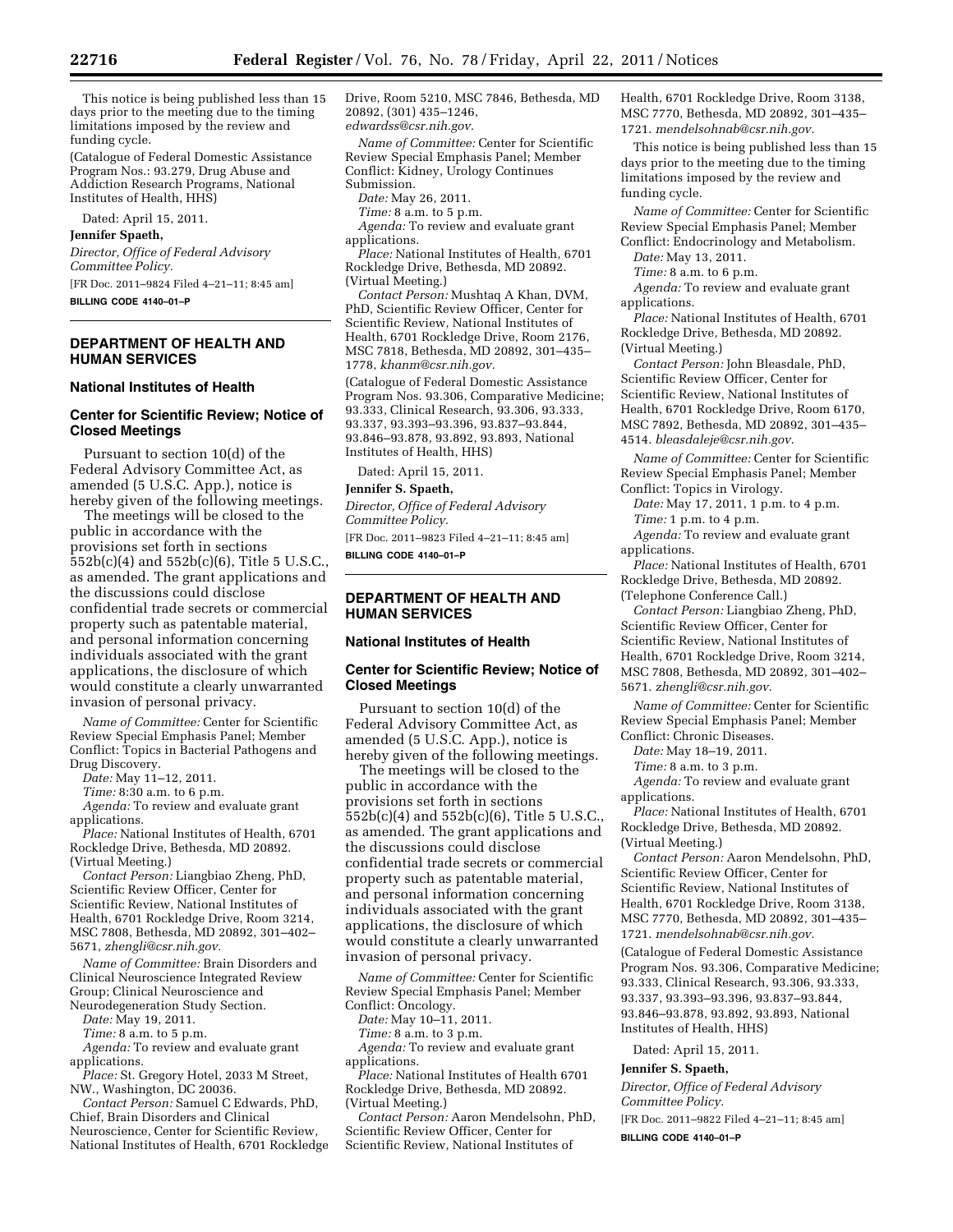This notice is being published less than 15 days prior to the meeting due to the timing limitations imposed by the review and funding cycle.

(Catalogue of Federal Domestic Assistance Program Nos.: 93.279, Drug Abuse and Addiction Research Programs, National Institutes of Health, HHS)

Dated: April 15, 2011.

**Jennifer Spaeth,**

*Director, Office of Federal Advisory Committee Policy.*

[FR Doc. 2011–9824 Filed 4–21–11; 8:45 am]

**BILLING CODE 4140–01–P**

## DEPARTMENT OF HEALTH AND HUMAN SERVICES

### National Institutes of Health

### Center for Scientific Review; Notice of Closed Meetings

Pursuant to section 10(d) of the Federal Advisory Committee Act, as amended (5 U.S.C. App.), notice is hereby given of the following meetings.

The meetings will be closed to the public in accordance with the provisions set forth in sections 552b(c)(4) and 552b(c)(6), Title 5 U.S.C., as amended. The grant applications and the discussions could disclose confidential trade secrets or commercial property such as patentable material, and personal information concerning individuals associated with the grant applications, the disclosure of which would constitute a clearly unwarranted invasion of personal privacy.

*Name of Committee:* Center for Scientific Review Special Emphasis Panel; Member Conflict: Topics in Bacterial Pathogens and Drug Discovery.

*Date:* May 11–12, 2011.

*Time:* 8:30 a.m. to 6 p.m.

*Agenda:* To review and evaluate grant applications.

*Place:* National Institutes of Health, 6701 Rockledge Drive, Bethesda, MD 20892. (Virtual Meeting.)

*Contact Person:* Liangbiao Zheng, PhD, Scientific Review Officer, Center for Scientific Review, National Institutes of Health, 6701 Rockledge Drive, Room 3214, MSC 7808, Bethesda, MD 20892, 301–402–5671, *zhengli@csr.nih.gov.*

*Name of Committee:* Brain Disorders and Clinical Neuroscience Integrated Review Group; Clinical Neuroscience and Neurodegeneration Study Section.

*Date:* May 19, 2011.

*Time:* 8 a.m. to 5 p.m.

*Agenda:* To review and evaluate grant applications.

*Place:* St. Gregory Hotel, 2033 M Street, NW., Washington, DC 20036.

*Contact Person:* Samuel C Edwards, PhD, Chief, Brain Disorders and Clinical Neuroscience, Center for Scientific Review, National Institutes of Health, 6701 Rockledge Drive, Room 5210, MSC 7846, Bethesda, MD 20892, (301) 435–1246, *edwardss@csr.nih.gov.*

*Name of Committee:* Center for Scientific Review Special Emphasis Panel; Member Conflict: Kidney, Urology Continues Submission.

*Date:* May 26, 2011.

*Time:* 8 a.m. to 5 p.m.

*Agenda:* To review and evaluate grant applications.

*Place:* National Institutes of Health, 6701 Rockledge Drive, Bethesda, MD 20892. (Virtual Meeting.)

*Contact Person:* Mushtaq A Khan, DVM, PhD, Scientific Review Officer, Center for Scientific Review, National Institutes of Health, 6701 Rockledge Drive, Room 2176, MSC 7818, Bethesda, MD 20892, 301–435–1778, *khanm@csr.nih.gov.*

(Catalogue of Federal Domestic Assistance Program Nos. 93.306, Comparative Medicine; 93.333, Clinical Research, 93.306, 93.333, 93.337, 93.393–93.396, 93.837–93.844, 93.846–93.878, 93.892, 93.893, National Institutes of Health, HHS)

Dated: April 15, 2011.

**Jennifer S. Spaeth,**

*Director, Office of Federal Advisory Committee Policy.*

[FR Doc. 2011–9823 Filed 4–21–11; 8:45 am]

**BILLING CODE 4140–01–P**

## DEPARTMENT OF HEALTH AND HUMAN SERVICES

### National Institutes of Health

### Center for Scientific Review; Notice of Closed Meetings

Pursuant to section 10(d) of the Federal Advisory Committee Act, as amended (5 U.S.C. App.), notice is hereby given of the following meetings.

The meetings will be closed to the public in accordance with the provisions set forth in sections 552b(c)(4) and 552b(c)(6), Title 5 U.S.C., as amended. The grant applications and the discussions could disclose confidential trade secrets or commercial property such as patentable material, and personal information concerning individuals associated with the grant applications, the disclosure of which would constitute a clearly unwarranted invasion of personal privacy.

*Name of Committee:* Center for Scientific Review Special Emphasis Panel; Member Conflict: Oncology.

*Date:* May 10–11, 2011.

*Time:* 8 a.m. to 3 p.m.

*Agenda:* To review and evaluate grant applications.

*Place:* National Institutes of Health 6701 Rockledge Drive, Bethesda, MD 20892. (Virtual Meeting.)

*Contact Person:* Aaron Mendelsohn, PhD, Scientific Review Officer, Center for Scientific Review, National Institutes of Health, 6701 Rockledge Drive, Room 3138, MSC 7770, Bethesda, MD 20892, 301–435–1721. *mendelsohnab@csr.nih.gov.*

This notice is being published less than 15 days prior to the meeting due to the timing limitations imposed by the review and funding cycle.

*Name of Committee:* Center for Scientific Review Special Emphasis Panel; Member Conflict: Endocrinology and Metabolism.

*Date:* May 13, 2011.

*Time:* 8 a.m. to 6 p.m.

*Agenda:* To review and evaluate grant applications.

*Place:* National Institutes of Health, 6701 Rockledge Drive, Bethesda, MD 20892. (Virtual Meeting.)

*Contact Person:* John Bleasdale, PhD, Scientific Review Officer, Center for Scientific Review, National Institutes of Health, 6701 Rockledge Drive, Room 6170, MSC 7892, Bethesda, MD 20892, 301–435–4514. *bleasdaleje@csr.nih.gov.*

*Name of Committee:* Center for Scientific Review Special Emphasis Panel; Member Conflict: Topics in Virology.

*Date:* May 17, 2011, 1 p.m. to 4 p.m.

*Time:* 1 p.m. to 4 p.m.

*Agenda:* To review and evaluate grant applications.

*Place:* National Institutes of Health, 6701 Rockledge Drive, Bethesda, MD 20892. (Telephone Conference Call.)

*Contact Person:* Liangbiao Zheng, PhD, Scientific Review Officer, Center for Scientific Review, National Institutes of Health, 6701 Rockledge Drive, Room 3214, MSC 7808, Bethesda, MD 20892, 301–402–5671. *zhengli@csr.nih.gov.*

*Name of Committee:* Center for Scientific Review Special Emphasis Panel; Member Conflict: Chronic Diseases.

*Date:* May 18–19, 2011.

*Time:* 8 a.m. to 3 p.m.

*Agenda:* To review and evaluate grant applications.

*Place:* National Institutes of Health, 6701 Rockledge Drive, Bethesda, MD 20892. (Virtual Meeting.)

*Contact Person:* Aaron Mendelsohn, PhD, Scientific Review Officer, Center for Scientific Review, National Institutes of Health, 6701 Rockledge Drive, Room 3138, MSC 7770, Bethesda, MD 20892, 301–435–1721. *mendelsohnab@csr.nih.gov.*

(Catalogue of Federal Domestic Assistance Program Nos. 93.306, Comparative Medicine; 93.333, Clinical Research, 93.306, 93.333, 93.337, 93.393–93.396, 93.837–93.844, 93.846–93.878, 93.892, 93.893, National Institutes of Health, HHS)

Dated: April 15, 2011.

**Jennifer S. Spaeth,**

*Director, Office of Federal Advisory Committee Policy.*

[FR Doc. 2011–9822 Filed 4–21–11; 8:45 am]

**BILLING CODE 4140–01–P**